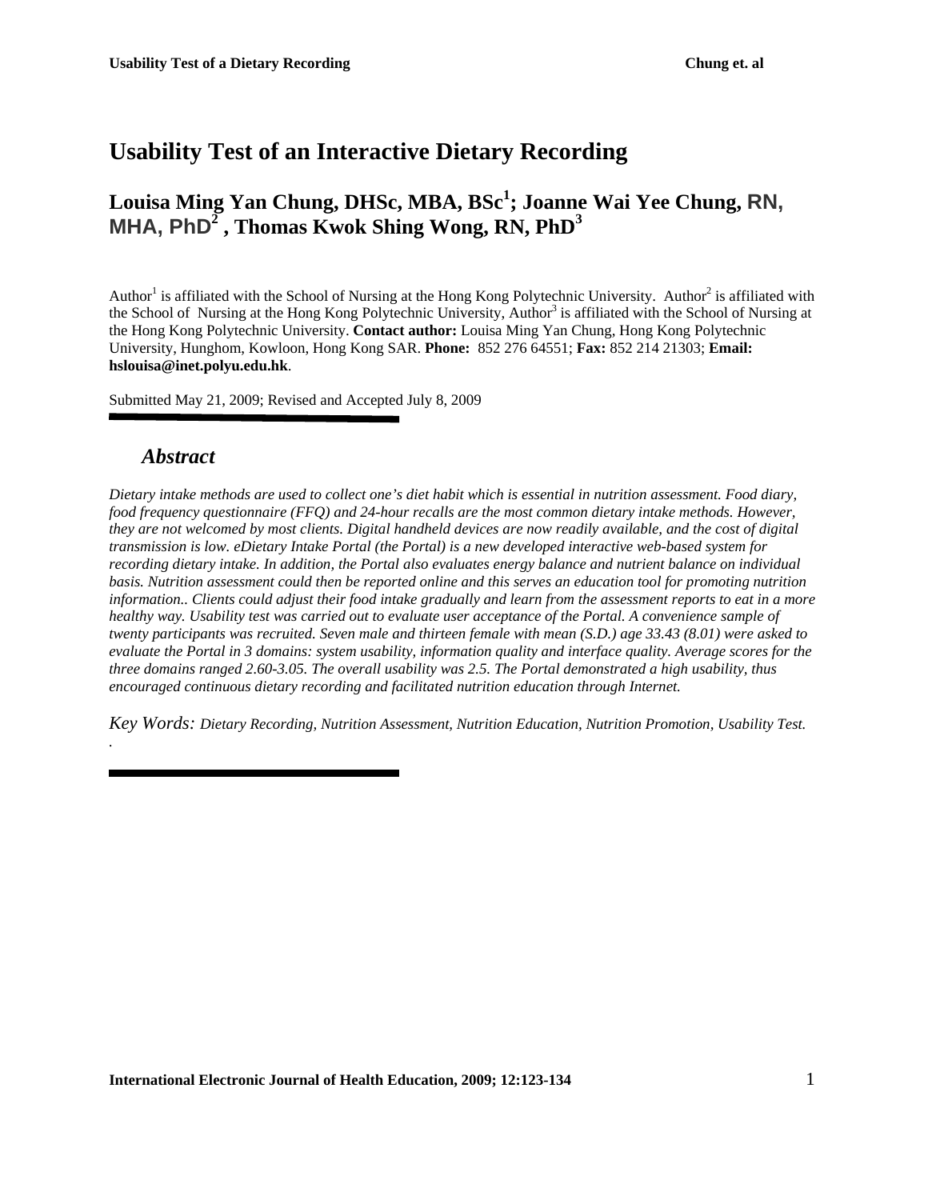# Usability Test of an Interactive Dietary Recording

## Louisa Ming Yan Chung, DHSc, MBA, BSc[1]; Joanne Wai Yee Chung, RN, MHA, PhD[2], Thomas Kwok Shing Wong, RN, PhD[3]

Author[1] is affiliated with the School of Nursing at the Hong Kong Polytechnic University. Author[2] is affiliated with the School of Nursing at the Hong Kong Polytechnic University, Author[3] is affiliated with the School of Nursing at the Hong Kong Polytechnic University. **Contact author:** Louisa Ming Yan Chung, Hong Kong Polytechnic University, Hunghom, Kowloon, Hong Kong SAR. **Phone:** 852 276 64551; **Fax:** 852 214 21303; **Email: hslouisa@inet.polyu.edu.hk**.

Submitted May 21, 2009; Revised and Accepted July 8, 2009

## *Abstract*

*Dietary intake methods are used to collect one's diet habit which is essential in nutrition assessment. Food diary, food frequency questionnaire (FFQ) and 24-hour recalls are the most common dietary intake methods. However, they are not welcomed by most clients. Digital handheld devices are now readily available, and the cost of digital transmission is low. eDietary Intake Portal (the Portal) is a new developed interactive web-based system for recording dietary intake. In addition, the Portal also evaluates energy balance and nutrient balance on individual basis. Nutrition assessment could then be reported online and this serves an education tool for promoting nutrition information.. Clients could adjust their food intake gradually and learn from the assessment reports to eat in a more healthy way. Usability test was carried out to evaluate user acceptance of the Portal. A convenience sample of twenty participants was recruited. Seven male and thirteen female with mean (S.D.) age 33.43 (8.01) were asked to evaluate the Portal in 3 domains: system usability, information quality and interface quality. Average scores for the three domains ranged 2.60-3.05. The overall usability was 2.5. The Portal demonstrated a high usability, thus encouraged continuous dietary recording and facilitated nutrition education through Internet.*

*Key Words: Dietary Recording, Nutrition Assessment, Nutrition Education, Nutrition Promotion, Usability Test.*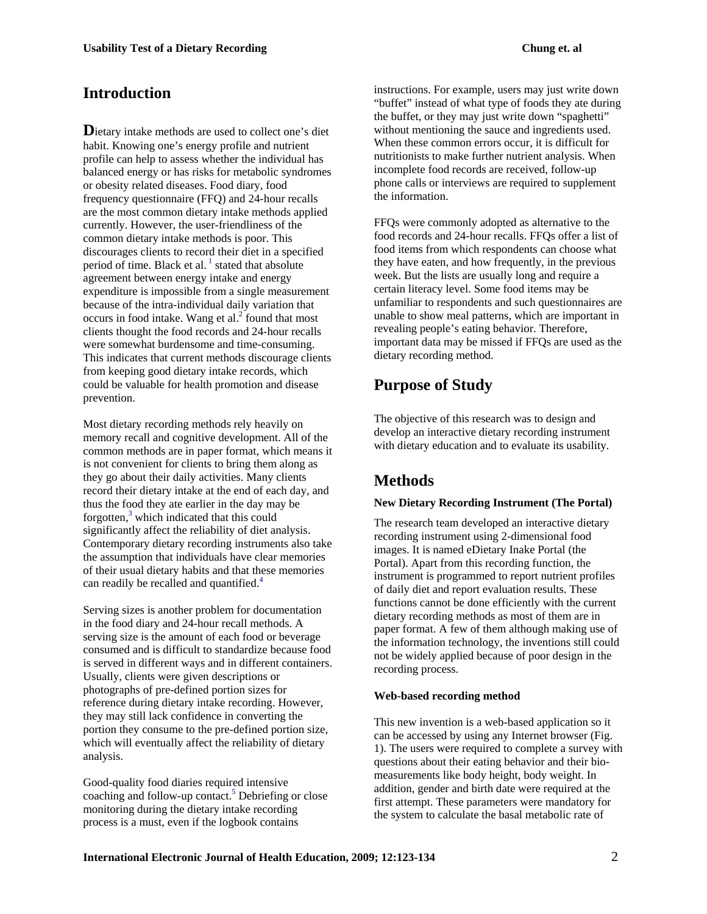## Introduction

Dietary intake methods are used to collect one's diet habit. Knowing one's energy profile and nutrient profile can help to assess whether the individual has balanced energy or has risks for metabolic syndromes or obesity related diseases. Food diary, food frequency questionnaire (FFQ) and 24-hour recalls are the most common dietary intake methods applied currently. However, the user-friendliness of the common dietary intake methods is poor. This discourages clients to record their diet in a specified period of time. Black et al. [1] stated that absolute agreement between energy intake and energy expenditure is impossible from a single measurement because of the intra-individual daily variation that occurs in food intake. Wang et al.[2] found that most clients thought the food records and 24-hour recalls were somewhat burdensome and time-consuming. This indicates that current methods discourage clients from keeping good dietary intake records, which could be valuable for health promotion and disease prevention.

Most dietary recording methods rely heavily on memory recall and cognitive development. All of the common methods are in paper format, which means it is not convenient for clients to bring them along as they go about their daily activities. Many clients record their dietary intake at the end of each day, and thus the food they ate earlier in the day may be forgotten,[3] which indicated that this could significantly affect the reliability of diet analysis. Contemporary dietary recording instruments also take the assumption that individuals have clear memories of their usual dietary habits and that these memories can readily be recalled and quantified.[4]

Serving sizes is another problem for documentation in the food diary and 24-hour recall methods. A serving size is the amount of each food or beverage consumed and is difficult to standardize because food is served in different ways and in different containers. Usually, clients were given descriptions or photographs of pre-defined portion sizes for reference during dietary intake recording. However, they may still lack confidence in converting the portion they consume to the pre-defined portion size, which will eventually affect the reliability of dietary analysis.

Good-quality food diaries required intensive coaching and follow-up contact.[5] Debriefing or close monitoring during the dietary intake recording process is a must, even if the logbook contains instructions. For example, users may just write down "buffet" instead of what type of foods they ate during the buffet, or they may just write down "spaghetti" without mentioning the sauce and ingredients used. When these common errors occur, it is difficult for nutritionists to make further nutrient analysis. When incomplete food records are received, follow-up phone calls or interviews are required to supplement the information.

FFQs were commonly adopted as alternative to the food records and 24-hour recalls. FFQs offer a list of food items from which respondents can choose what they have eaten, and how frequently, in the previous week. But the lists are usually long and require a certain literacy level. Some food items may be unfamiliar to respondents and such questionnaires are unable to show meal patterns, which are important in revealing people's eating behavior. Therefore, important data may be missed if FFQs are used as the dietary recording method.

## Purpose of Study

The objective of this research was to design and develop an interactive dietary recording instrument with dietary education and to evaluate its usability.

## Methods

**New Dietary Recording Instrument (The Portal)**

The research team developed an interactive dietary recording instrument using 2-dimensional food images. It is named eDietary Inake Portal (the Portal). Apart from this recording function, the instrument is programmed to report nutrient profiles of daily diet and report evaluation results. These functions cannot be done efficiently with the current dietary recording methods as most of them are in paper format. A few of them although making use of the information technology, the inventions still could not be widely applied because of poor design in the recording process.

**Web-based recording method**

This new invention is a web-based application so it can be accessed by using any Internet browser (Fig. 1). The users were required to complete a survey with questions about their eating behavior and their bio-measurements like body height, body weight. In addition, gender and birth date were required at the first attempt. These parameters were mandatory for the system to calculate the basal metabolic rate of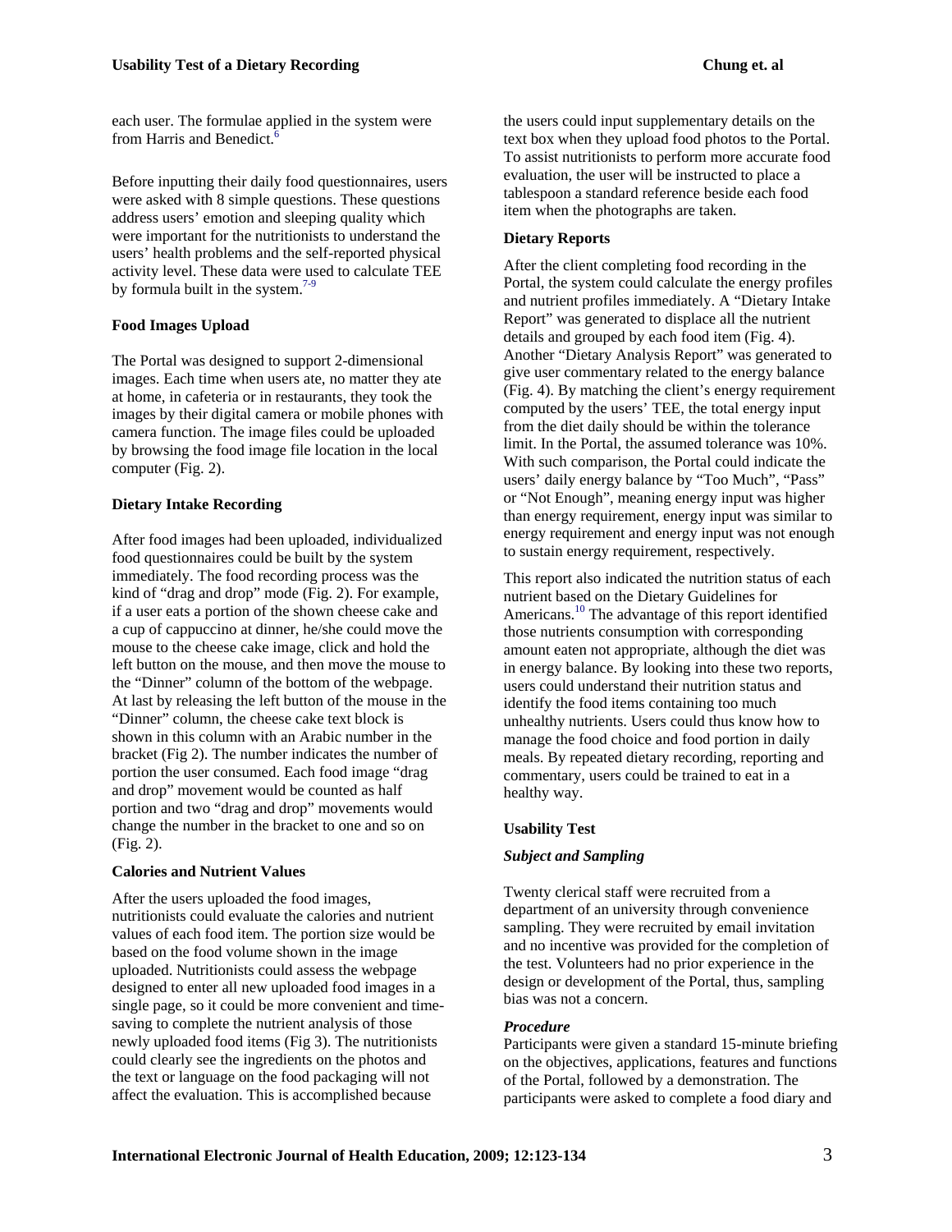each user. The formulae applied in the system were from Harris and Benedict.[6]

Before inputting their daily food questionnaires, users were asked with 8 simple questions. These questions address users' emotion and sleeping quality which were important for the nutritionists to understand the users' health problems and the self-reported physical activity level. These data were used to calculate TEE by formula built in the system.[7-9]

**Food Images Upload**

The Portal was designed to support 2-dimensional images. Each time when users ate, no matter they ate at home, in cafeteria or in restaurants, they took the images by their digital camera or mobile phones with camera function. The image files could be uploaded by browsing the food image file location in the local computer (Fig. 2).

**Dietary Intake Recording**

After food images had been uploaded, individualized food questionnaires could be built by the system immediately. The food recording process was the kind of "drag and drop" mode (Fig. 2). For example, if a user eats a portion of the shown cheese cake and a cup of cappuccino at dinner, he/she could move the mouse to the cheese cake image, click and hold the left button on the mouse, and then move the mouse to the "Dinner" column of the bottom of the webpage. At last by releasing the left button of the mouse in the "Dinner" column, the cheese cake text block is shown in this column with an Arabic number in the bracket (Fig 2). The number indicates the number of portion the user consumed. Each food image "drag and drop" movement would be counted as half portion and two "drag and drop" movements would change the number in the bracket to one and so on (Fig. 2).

**Calories and Nutrient Values**

After the users uploaded the food images, nutritionists could evaluate the calories and nutrient values of each food item. The portion size would be based on the food volume shown in the image uploaded. Nutritionists could assess the webpage designed to enter all new uploaded food images in a single page, so it could be more convenient and time-saving to complete the nutrient analysis of those newly uploaded food items (Fig 3). The nutritionists could clearly see the ingredients on the photos and the text or language on the food packaging will not affect the evaluation. This is accomplished because the users could input supplementary details on the text box when they upload food photos to the Portal. To assist nutritionists to perform more accurate food evaluation, the user will be instructed to place a tablespoon a standard reference beside each food item when the photographs are taken.

**Dietary Reports**

After the client completing food recording in the Portal, the system could calculate the energy profiles and nutrient profiles immediately. A "Dietary Intake Report" was generated to displace all the nutrient details and grouped by each food item (Fig. 4). Another "Dietary Analysis Report" was generated to give user commentary related to the energy balance (Fig. 4). By matching the client's energy requirement computed by the users' TEE, the total energy input from the diet daily should be within the tolerance limit. In the Portal, the assumed tolerance was 10%. With such comparison, the Portal could indicate the users' daily energy balance by "Too Much", "Pass" or "Not Enough", meaning energy input was higher than energy requirement, energy input was similar to energy requirement and energy input was not enough to sustain energy requirement, respectively.

This report also indicated the nutrition status of each nutrient based on the Dietary Guidelines for Americans.[10] The advantage of this report identified those nutrients consumption with corresponding amount eaten not appropriate, although the diet was in energy balance. By looking into these two reports, users could understand their nutrition status and identify the food items containing too much unhealthy nutrients. Users could thus know how to manage the food choice and food portion in daily meals. By repeated dietary recording, reporting and commentary, users could be trained to eat in a healthy way.

**Usability Test**

***Subject and Sampling***

Twenty clerical staff were recruited from a department of an university through convenience sampling. They were recruited by email invitation and no incentive was provided for the completion of the test. Volunteers had no prior experience in the design or development of the Portal, thus, sampling bias was not a concern.

***Procedure***

Participants were given a standard 15-minute briefing on the objectives, applications, features and functions of the Portal, followed by a demonstration. The participants were asked to complete a food diary and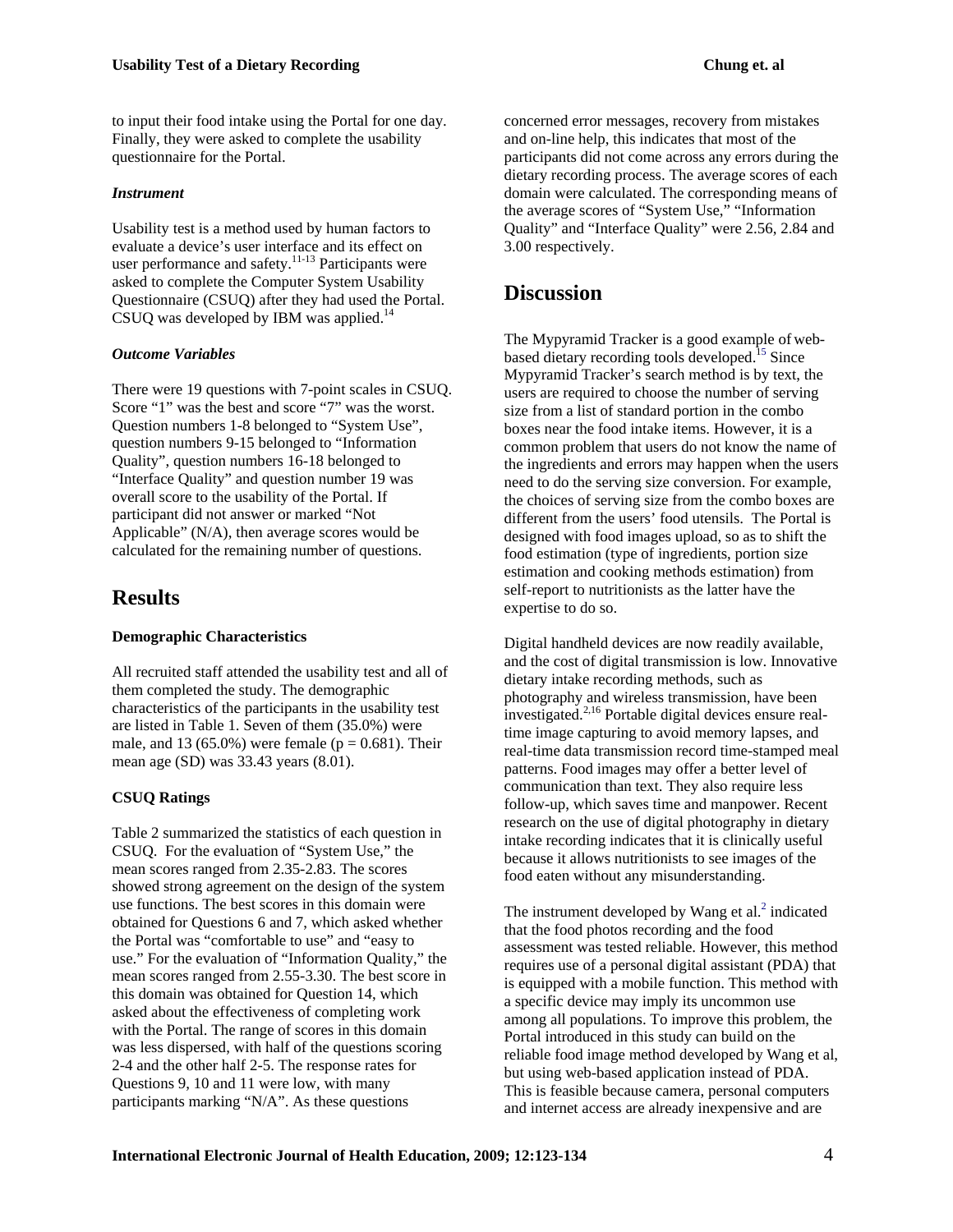to input their food intake using the Portal for one day. Finally, they were asked to complete the usability questionnaire for the Portal.

### *Instrument*

Usability test is a method used by human factors to evaluate a device's user interface and its effect on user performance and safety.[11-13] Participants were asked to complete the Computer System Usability Questionnaire (CSUQ) after they had used the Portal. CSUQ was developed by IBM was applied.[14]

### *Outcome Variables*

There were 19 questions with 7-point scales in CSUQ. Score "1" was the best and score "7" was the worst. Question numbers 1-8 belonged to "System Use", question numbers 9-15 belonged to "Information Quality", question numbers 16-18 belonged to "Interface Quality" and question number 19 was overall score to the usability of the Portal. If participant did not answer or marked "Not Applicable" (N/A), then average scores would be calculated for the remaining number of questions.

## Results

### Demographic Characteristics

All recruited staff attended the usability test and all of them completed the study. The demographic characteristics of the participants in the usability test are listed in Table 1. Seven of them (35.0%) were male, and 13 (65.0%) were female ($p = 0.681$). Their mean age (SD) was 33.43 years (8.01).

### CSUQ Ratings

Table 2 summarized the statistics of each question in CSUQ. For the evaluation of "System Use," the mean scores ranged from 2.35-2.83. The scores showed strong agreement on the design of the system use functions. The best scores in this domain were obtained for Questions 6 and 7, which asked whether the Portal was "comfortable to use" and "easy to use." For the evaluation of "Information Quality," the mean scores ranged from 2.55-3.30. The best score in this domain was obtained for Question 14, which asked about the effectiveness of completing work with the Portal. The range of scores in this domain was less dispersed, with half of the questions scoring 2-4 and the other half 2-5. The response rates for Questions 9, 10 and 11 were low, with many participants marking "N/A". As these questions concerned error messages, recovery from mistakes and on-line help, this indicates that most of the participants did not come across any errors during the dietary recording process. The average scores of each domain were calculated. The corresponding means of the average scores of "System Use," "Information Quality" and "Interface Quality" were 2.56, 2.84 and 3.00 respectively.

## Discussion

The Mypyramid Tracker is a good example of web-based dietary recording tools developed.[15] Since Mypyramid Tracker's search method is by text, the users are required to choose the number of serving size from a list of standard portion in the combo boxes near the food intake items. However, it is a common problem that users do not know the name of the ingredients and errors may happen when the users need to do the serving size conversion. For example, the choices of serving size from the combo boxes are different from the users' food utensils. The Portal is designed with food images upload, so as to shift the food estimation (type of ingredients, portion size estimation and cooking methods estimation) from self-report to nutritionists as the latter have the expertise to do so.

Digital handheld devices are now readily available, and the cost of digital transmission is low. Innovative dietary intake recording methods, such as photography and wireless transmission, have been investigated.[2,16] Portable digital devices ensure real-time image capturing to avoid memory lapses, and real-time data transmission record time-stamped meal patterns. Food images may offer a better level of communication than text. They also require less follow-up, which saves time and manpower. Recent research on the use of digital photography in dietary intake recording indicates that it is clinically useful because it allows nutritionists to see images of the food eaten without any misunderstanding.

The instrument developed by Wang et al.[2] indicated that the food photos recording and the food assessment was tested reliable. However, this method requires use of a personal digital assistant (PDA) that is equipped with a mobile function. This method with a specific device may imply its uncommon use among all populations. To improve this problem, the Portal introduced in this study can build on the reliable food image method developed by Wang et al, but using web-based application instead of PDA. This is feasible because camera, personal computers and internet access are already inexpensive and are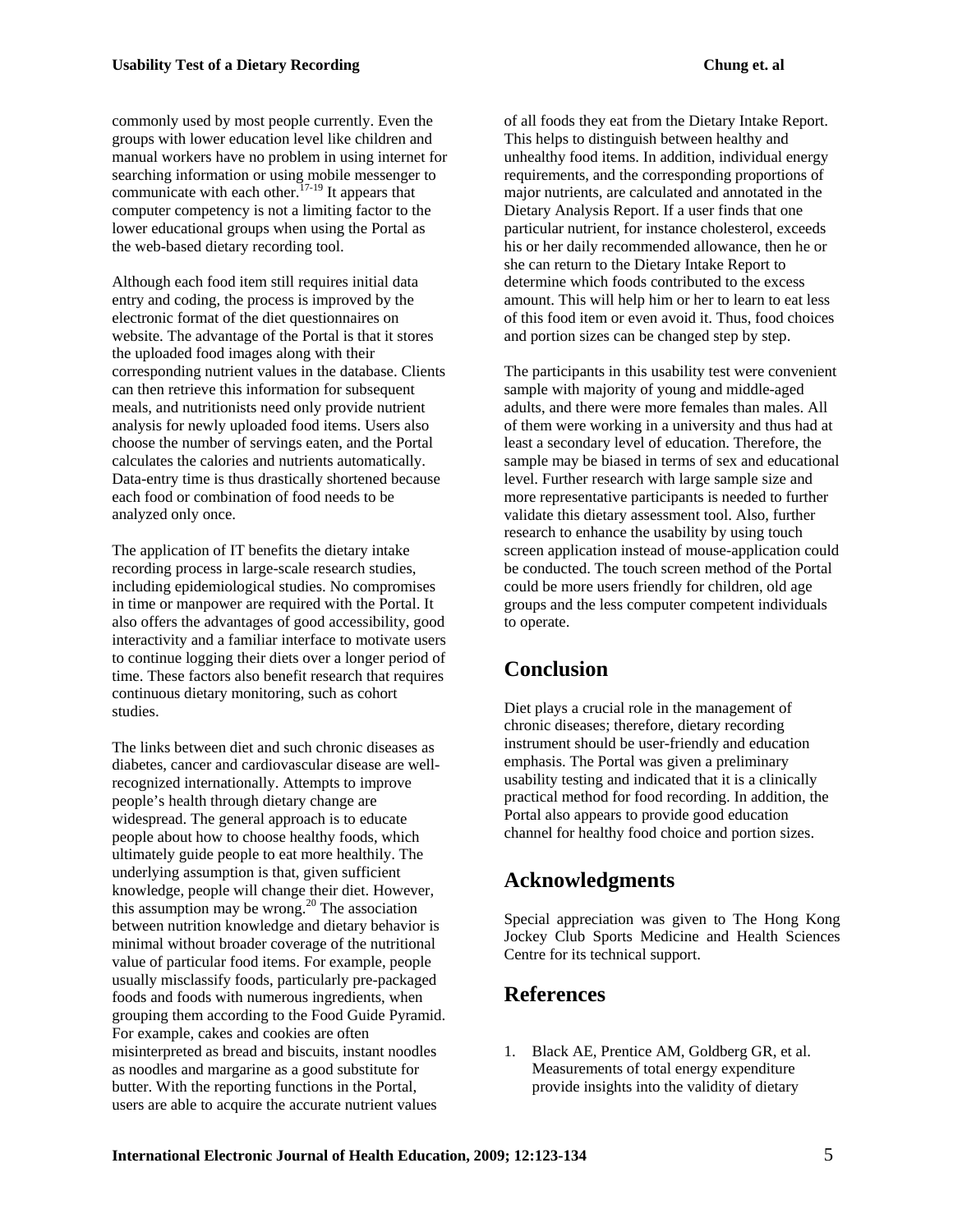commonly used by most people currently. Even the groups with lower education level like children and manual workers have no problem in using internet for searching information or using mobile messenger to communicate with each other.[17-19] It appears that computer competency is not a limiting factor to the lower educational groups when using the Portal as the web-based dietary recording tool.

Although each food item still requires initial data entry and coding, the process is improved by the electronic format of the diet questionnaires on website. The advantage of the Portal is that it stores the uploaded food images along with their corresponding nutrient values in the database. Clients can then retrieve this information for subsequent meals, and nutritionists need only provide nutrient analysis for newly uploaded food items. Users also choose the number of servings eaten, and the Portal calculates the calories and nutrients automatically. Data-entry time is thus drastically shortened because each food or combination of food needs to be analyzed only once.

The application of IT benefits the dietary intake recording process in large-scale research studies, including epidemiological studies. No compromises in time or manpower are required with the Portal. It also offers the advantages of good accessibility, good interactivity and a familiar interface to motivate users to continue logging their diets over a longer period of time. These factors also benefit research that requires continuous dietary monitoring, such as cohort studies.

The links between diet and such chronic diseases as diabetes, cancer and cardiovascular disease are well-recognized internationally. Attempts to improve people's health through dietary change are widespread. The general approach is to educate people about how to choose healthy foods, which ultimately guide people to eat more healthily. The underlying assumption is that, given sufficient knowledge, people will change their diet. However, this assumption may be wrong.[20] The association between nutrition knowledge and dietary behavior is minimal without broader coverage of the nutritional value of particular food items. For example, people usually misclassify foods, particularly pre-packaged foods and foods with numerous ingredients, when grouping them according to the Food Guide Pyramid. For example, cakes and cookies are often misinterpreted as bread and biscuits, instant noodles as noodles and margarine as a good substitute for butter. With the reporting functions in the Portal, users are able to acquire the accurate nutrient values of all foods they eat from the Dietary Intake Report. This helps to distinguish between healthy and unhealthy food items. In addition, individual energy requirements, and the corresponding proportions of major nutrients, are calculated and annotated in the Dietary Analysis Report. If a user finds that one particular nutrient, for instance cholesterol, exceeds his or her daily recommended allowance, then he or she can return to the Dietary Intake Report to determine which foods contributed to the excess amount. This will help him or her to learn to eat less of this food item or even avoid it. Thus, food choices and portion sizes can be changed step by step.

The participants in this usability test were convenient sample with majority of young and middle-aged adults, and there were more females than males. All of them were working in a university and thus had at least a secondary level of education. Therefore, the sample may be biased in terms of sex and educational level. Further research with large sample size and more representative participants is needed to further validate this dietary assessment tool. Also, further research to enhance the usability by using touch screen application instead of mouse-application could be conducted. The touch screen method of the Portal could be more users friendly for children, old age groups and the less computer competent individuals to operate.

## Conclusion

Diet plays a crucial role in the management of chronic diseases; therefore, dietary recording instrument should be user-friendly and education emphasis. The Portal was given a preliminary usability testing and indicated that it is a clinically practical method for food recording. In addition, the Portal also appears to provide good education channel for healthy food choice and portion sizes.

## Acknowledgments

Special appreciation was given to The Hong Kong Jockey Club Sports Medicine and Health Sciences Centre for its technical support.

## References

1. Black AE, Prentice AM, Goldberg GR, et al. Measurements of total energy expenditure provide insights into the validity of dietary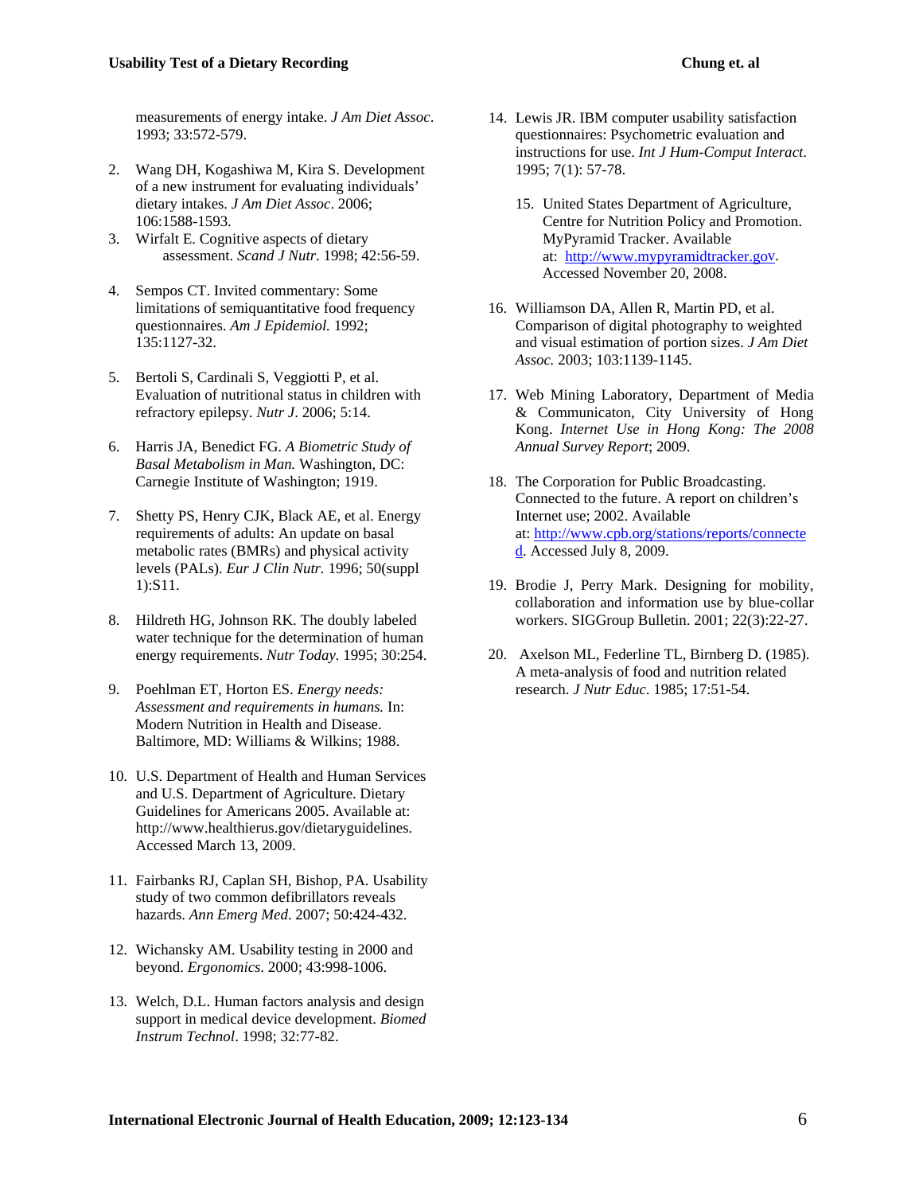measurements of energy intake. *J Am Diet Assoc*. 1993; 33:572-579.

2. Wang DH, Kogashiwa M, Kira S. Development of a new instrument for evaluating individuals' dietary intakes. *J Am Diet Assoc*. 2006; 106:1588-1593.
3. Wirfalt E. Cognitive aspects of dietary assessment. *Scand J Nutr*. 1998; 42:56-59.
4. Sempos CT. Invited commentary: Some limitations of semiquantitative food frequency questionnaires. *Am J Epidemiol.* 1992; 135:1127-32.
5. Bertoli S, Cardinali S, Veggiotti P, et al. Evaluation of nutritional status in children with refractory epilepsy. *Nutr J*. 2006; 5:14.
6. Harris JA, Benedict FG. *A Biometric Study of Basal Metabolism in Man.* Washington, DC: Carnegie Institute of Washington; 1919.
7. Shetty PS, Henry CJK, Black AE, et al. Energy requirements of adults: An update on basal metabolic rates (BMRs) and physical activity levels (PALs). *Eur J Clin Nutr.* 1996; 50(suppl 1):S11.
8. Hildreth HG, Johnson RK. The doubly labeled water technique for the determination of human energy requirements. *Nutr Today.* 1995; 30:254.
9. Poehlman ET, Horton ES. *Energy needs: Assessment and requirements in humans.* In: Modern Nutrition in Health and Disease. Baltimore, MD: Williams & Wilkins; 1988.
10. U.S. Department of Health and Human Services and U.S. Department of Agriculture. Dietary Guidelines for Americans 2005. Available at: http://www.healthierus.gov/dietaryguidelines. Accessed March 13, 2009.
11. Fairbanks RJ, Caplan SH, Bishop, PA. Usability study of two common defibrillators reveals hazards. *Ann Emerg Med*. 2007; 50:424-432.
12. Wichansky AM. Usability testing in 2000 and beyond. *Ergonomics*. 2000; 43:998-1006.
13. Welch, D.L. Human factors analysis and design support in medical device development. *Biomed Instrum Technol*. 1998; 32:77-82.
14. Lewis JR. IBM computer usability satisfaction questionnaires: Psychometric evaluation and instructions for use. *Int J Hum-Comput Interact*. 1995; 7(1): 57-78.
15. United States Department of Agriculture, Centre for Nutrition Policy and Promotion. MyPyramid Tracker. Available at: http://www.mypyramidtracker.gov. Accessed November 20, 2008.
16. Williamson DA, Allen R, Martin PD, et al. Comparison of digital photography to weighted and visual estimation of portion sizes. *J Am Diet Assoc.* 2003; 103:1139-1145.
17. Web Mining Laboratory, Department of Media & Communicaton, City University of Hong Kong. *Internet Use in Hong Kong: The 2008 Annual Survey Report*; 2009.
18. The Corporation for Public Broadcasting. Connected to the future. A report on children's Internet use; 2002. Available at: http://www.cpb.org/stations/reports/connected. Accessed July 8, 2009.
19. Brodie J, Perry Mark. Designing for mobility, collaboration and information use by blue-collar workers. SIGGroup Bulletin. 2001; 22(3):22-27.
20. Axelson ML, Federline TL, Birnberg D. (1985). A meta-analysis of food and nutrition related research. *J Nutr Educ*. 1985; 17:51-54.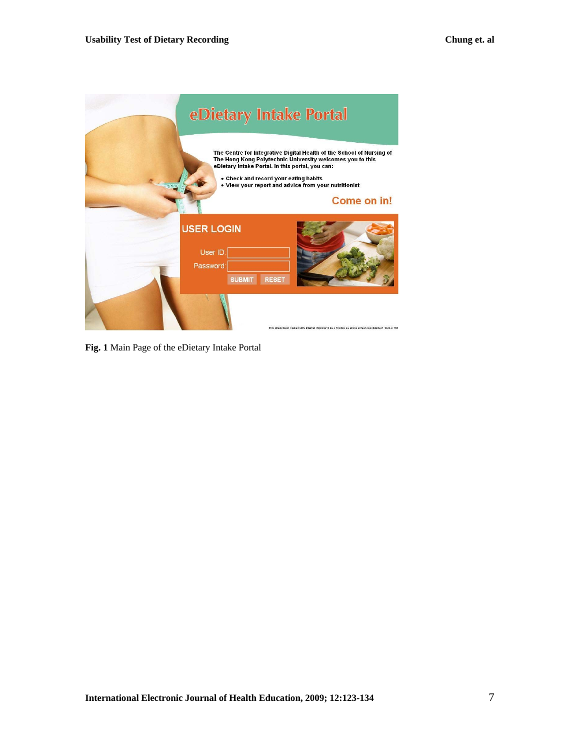**Fig. 1** Main Page of the eDietary Intake Portal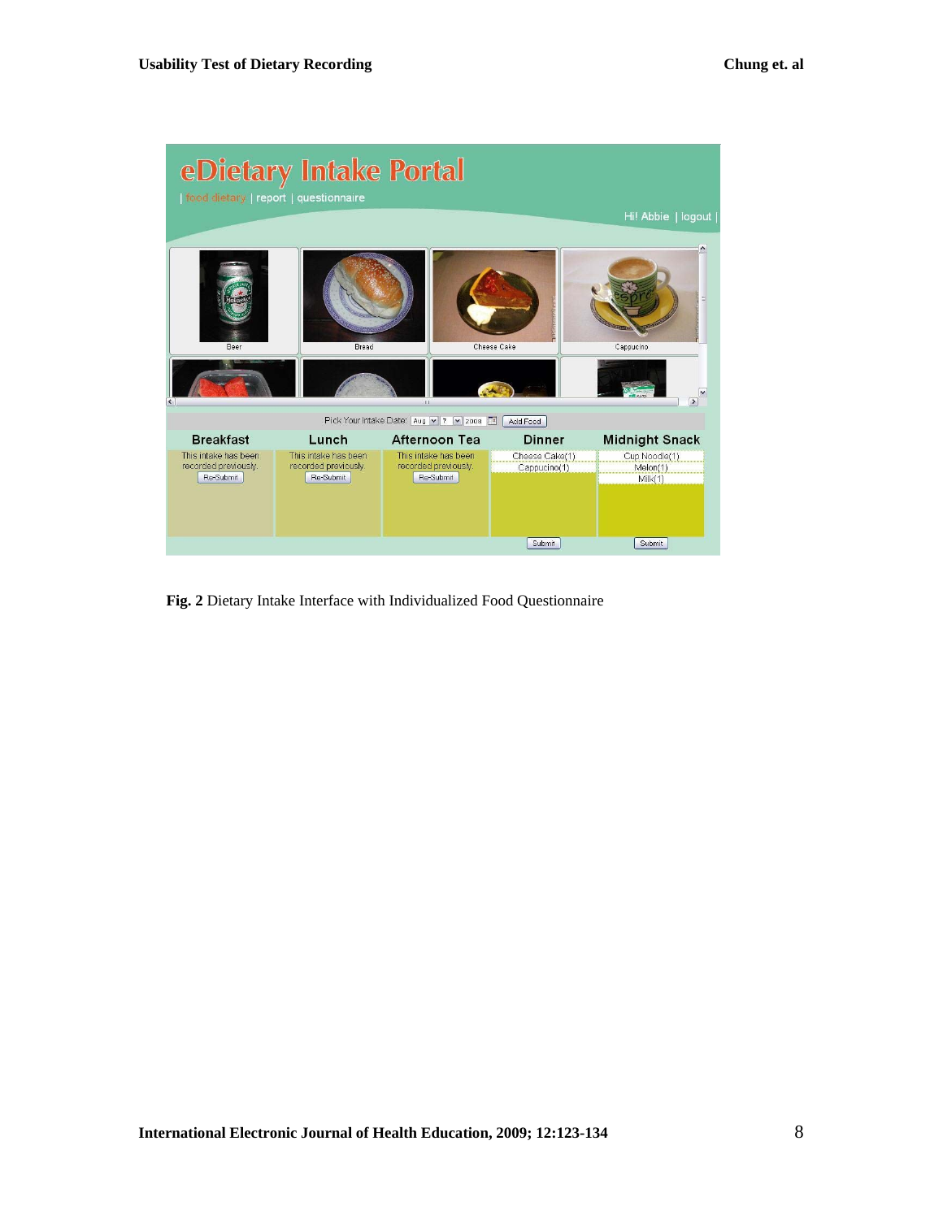**Fig. 2** Dietary Intake Interface with Individualized Food Questionnaire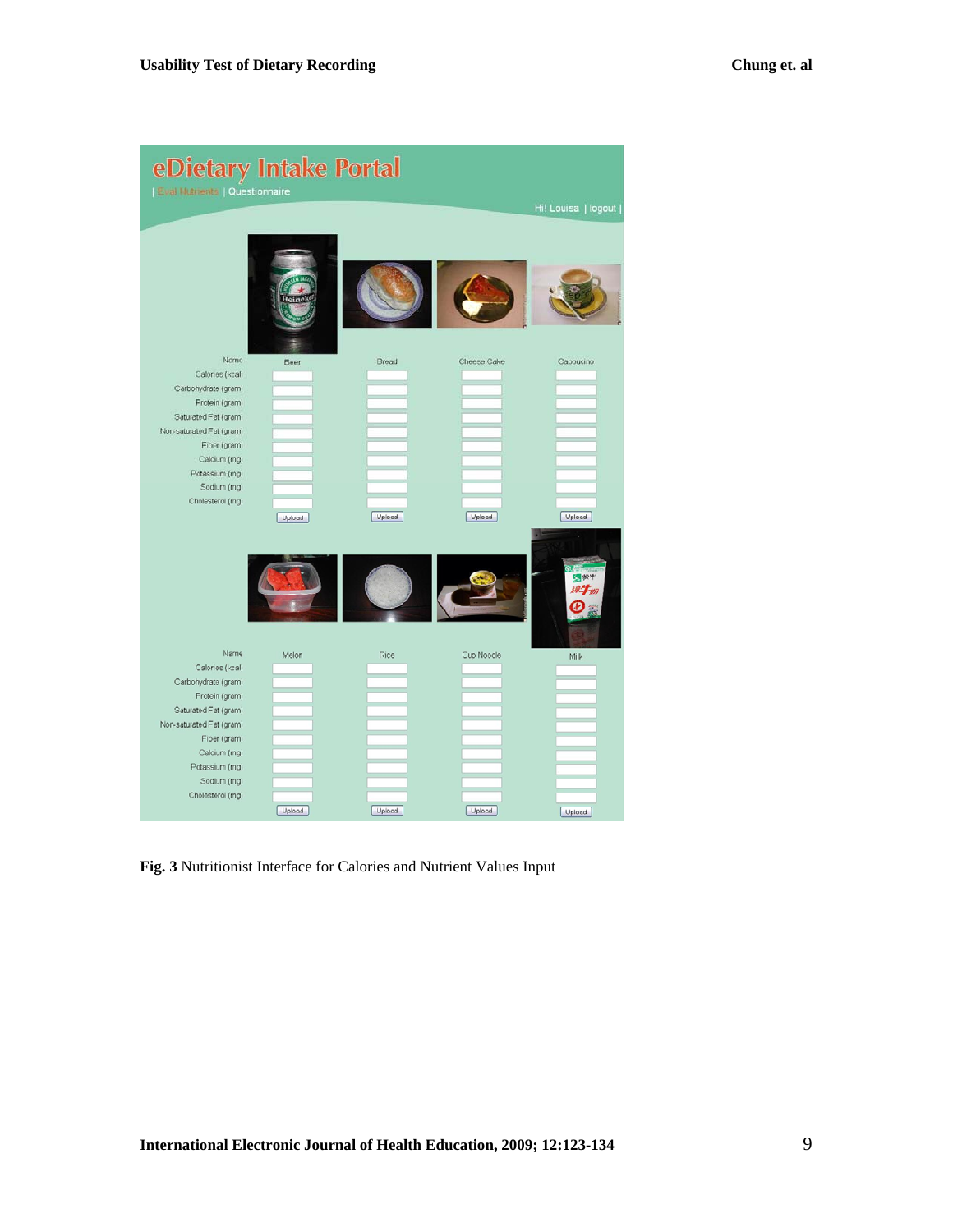**Fig. 3** Nutritionist Interface for Calories and Nutrient Values Input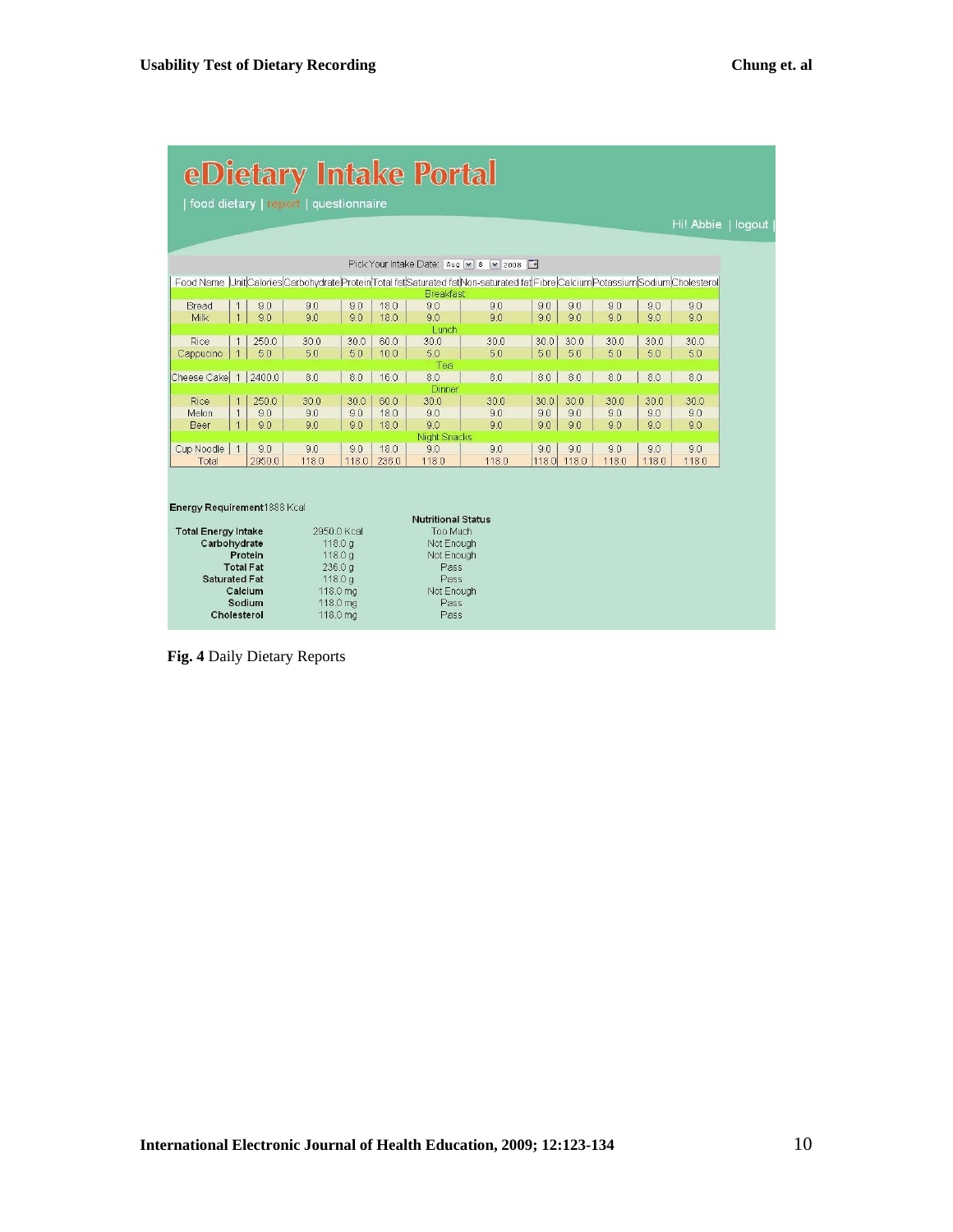# eDietary Intake Portal

| food dietary | report | questionnaire

Hi! Abbie | logout |

Pick Your Intake Date: Aug 8 2008

| Food Name | Unit | Calories | Carbohydrate | Protein | Total fat | Saturated fat | Non-saturated fat | Fibre | Calcium | Potassium | Sodium | Cholesterol |
|---|---|---|---|---|---|---|---|---|---|---|---|---|
| Breakfast | | | | | | | | | | | | |
| Bread | 1 | 9.0 | 9.0 | 9.0 | 18.0 | 9.0 | 9.0 | 9.0 | 9.0 | 9.0 | 9.0 | 9.0 |
| Milk | 1 | 9.0 | 9.0 | 9.0 | 18.0 | 9.0 | 9.0 | 9.0 | 9.0 | 9.0 | 9.0 | 9.0 |
| Lunch | | | | | | | | | | | | |
| Rice | 1 | 250.0 | 30.0 | 30.0 | 60.0 | 30.0 | 30.0 | 30.0 | 30.0 | 30.0 | 30.0 | 30.0 |
| Cappucino | 1 | 5.0 | 5.0 | 5.0 | 10.0 | 5.0 | 5.0 | 5.0 | 5.0 | 5.0 | 5.0 | 5.0 |
| Tea | | | | | | | | | | | | |
| Cheese Cake | 1 | 2400.0 | 8.0 | 8.0 | 16.0 | 8.0 | 8.0 | 8.0 | 8.0 | 8.0 | 8.0 | 8.0 |
| Dinner | | | | | | | | | | | | |
| Rice | 1 | 250.0 | 30.0 | 30.0 | 60.0 | 30.0 | 30.0 | 30.0 | 30.0 | 30.0 | 30.0 | 30.0 |
| Melon | 1 | 9.0 | 9.0 | 9.0 | 18.0 | 9.0 | 9.0 | 9.0 | 9.0 | 9.0 | 9.0 | 9.0 |
| Beer | 1 | 9.0 | 9.0 | 9.0 | 18.0 | 9.0 | 9.0 | 9.0 | 9.0 | 9.0 | 9.0 | 9.0 |
| Night Snacks | | | | | | | | | | | | |
| Cup Noodle | 1 | 9.0 | 9.0 | 9.0 | 18.0 | 9.0 | 9.0 | 9.0 | 9.0 | 9.0 | 9.0 | 9.0 |
| Total | | 2950.0 | 118.0 | 118.0 | 236.0 | 118.0 | 118.0 | 118.0 | 118.0 | 118.0 | 118.0 | 118.0 |

**Energy Requirement** 1888 Kcal

| | | Nutritional Status |
|---|---|---|
| **Total Energy Intake** | 2950.0 Kcal | Too Much |
| **Carbohydrate** | 118.0 g | Not Enough |
| **Protein** | 118.0 g | Not Enough |
| **Total Fat** | 236.0 g | Pass |
| **Saturated Fat** | 118.0 g | Pass |
| **Calcium** | 118.0 mg | Not Enough |
| **Sodium** | 118.0 mg | Pass |
| **Cholesterol** | 118.0 mg | Pass |

**Fig. 4** Daily Dietary Reports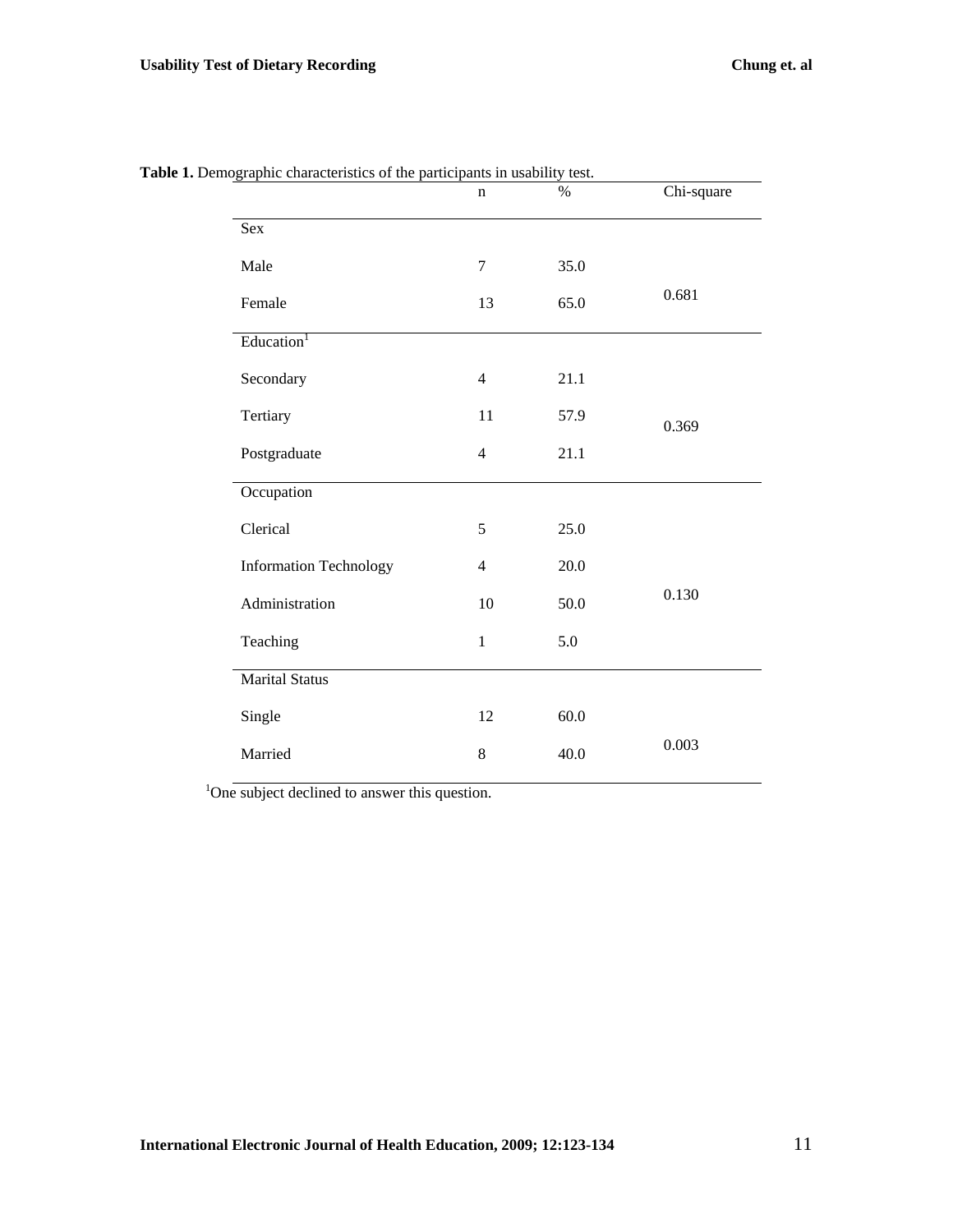**Table 1.** Demographic characteristics of the participants in usability test.

| | n | % | Chi-square |
|---|---|---|---|
| Sex | | | |
| Male | 7 | 35.0 | |
| Female | 13 | 65.0 | 0.681 |
| Education[1] | | | |
| Secondary | 4 | 21.1 | |
| Tertiary | 11 | 57.9 | 0.369 |
| Postgraduate | 4 | 21.1 | |
| Occupation | | | |
| Clerical | 5 | 25.0 | |
| Information Technology | 4 | 20.0 | |
| Administration | 10 | 50.0 | 0.130 |
| Teaching | 1 | 5.0 | |
| Marital Status | | | |
| Single | 12 | 60.0 | |
| Married | 8 | 40.0 | 0.003 |

[1]One subject declined to answer this question.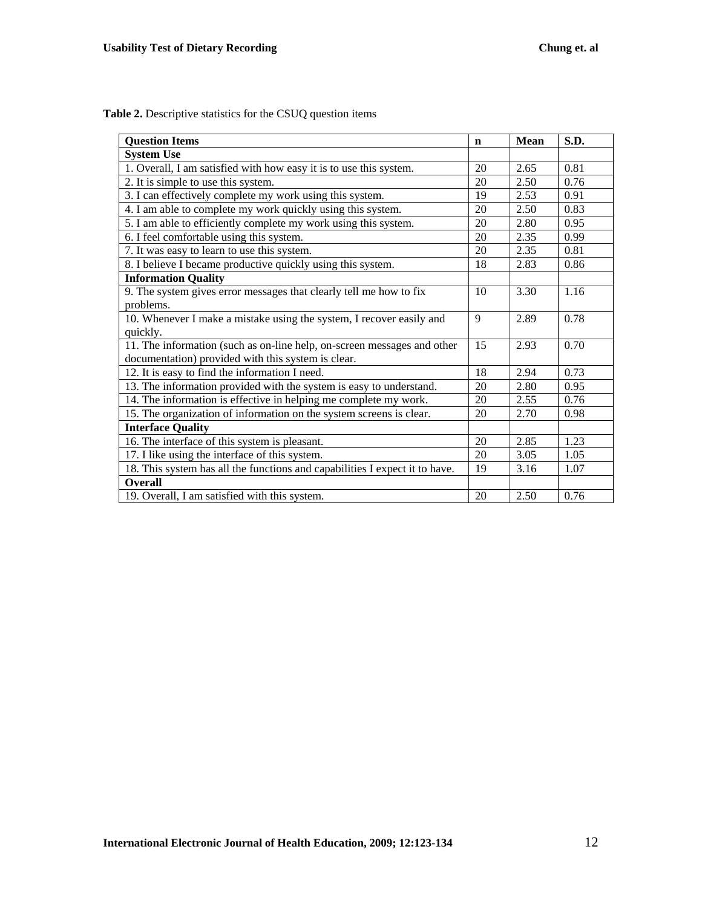**Table 2.** Descriptive statistics for the CSUQ question items

| Question Items | n | Mean | S.D. |
|---|---|---|---|
| **System Use** | | | |
| 1. Overall, I am satisfied with how easy it is to use this system. | 20 | 2.65 | 0.81 |
| 2. It is simple to use this system. | 20 | 2.50 | 0.76 |
| 3. I can effectively complete my work using this system. | 19 | 2.53 | 0.91 |
| 4. I am able to complete my work quickly using this system. | 20 | 2.50 | 0.83 |
| 5. I am able to efficiently complete my work using this system. | 20 | 2.80 | 0.95 |
| 6. I feel comfortable using this system. | 20 | 2.35 | 0.99 |
| 7. It was easy to learn to use this system. | 20 | 2.35 | 0.81 |
| 8. I believe I became productive quickly using this system. | 18 | 2.83 | 0.86 |
| **Information Quality** | | | |
| 9. The system gives error messages that clearly tell me how to fix problems. | 10 | 3.30 | 1.16 |
| 10. Whenever I make a mistake using the system, I recover easily and quickly. | 9 | 2.89 | 0.78 |
| 11. The information (such as on-line help, on-screen messages and other documentation) provided with this system is clear. | 15 | 2.93 | 0.70 |
| 12. It is easy to find the information I need. | 18 | 2.94 | 0.73 |
| 13. The information provided with the system is easy to understand. | 20 | 2.80 | 0.95 |
| 14. The information is effective in helping me complete my work. | 20 | 2.55 | 0.76 |
| 15. The organization of information on the system screens is clear. | 20 | 2.70 | 0.98 |
| **Interface Quality** | | | |
| 16. The interface of this system is pleasant. | 20 | 2.85 | 1.23 |
| 17. I like using the interface of this system. | 20 | 3.05 | 1.05 |
| 18. This system has all the functions and capabilities I expect it to have. | 19 | 3.16 | 1.07 |
| **Overall** | | | |
| 19. Overall, I am satisfied with this system. | 20 | 2.50 | 0.76 |